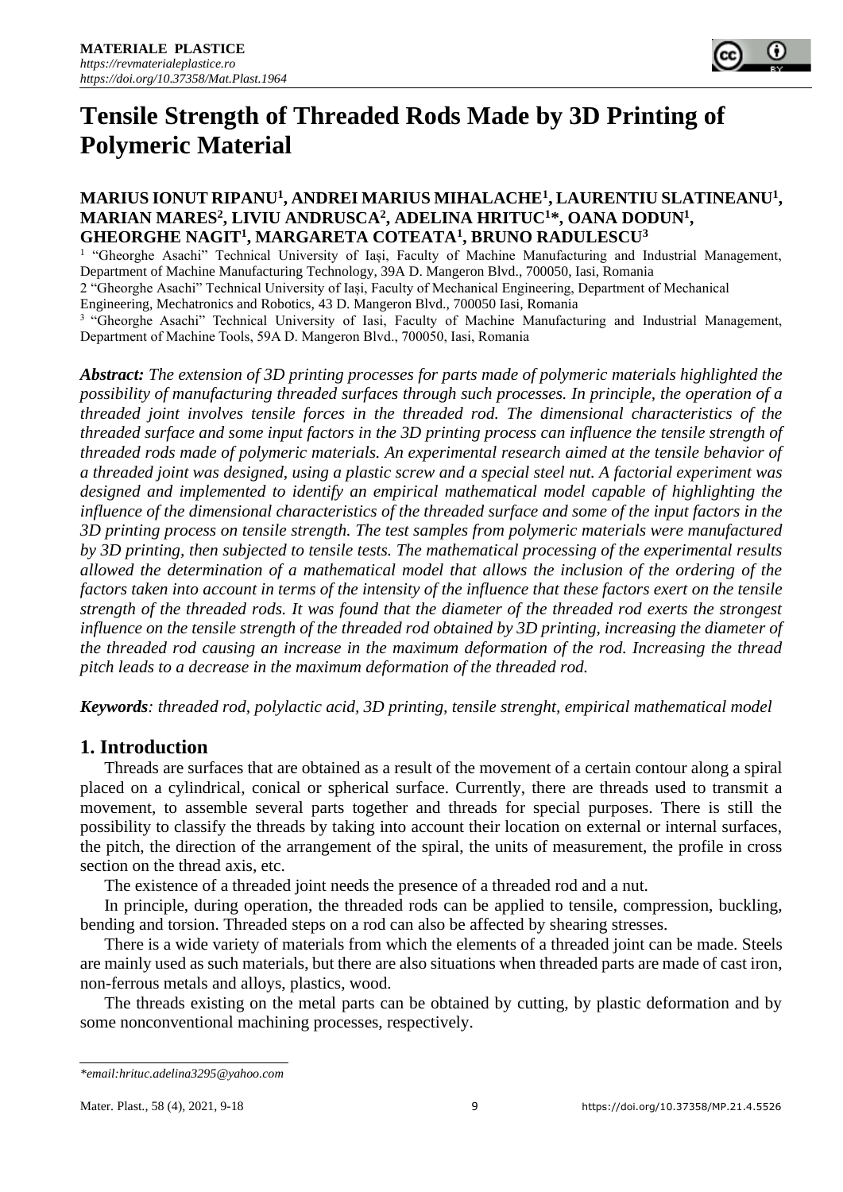# Tensile Strength of Threaded Rods Made by 3D Printing of Polymeric Material

**MARIUS IONUT RIPANU[1], ANDREI MARIUS MIHALACHE[1], LAURENTIU SLATINEANU[1], MARIAN MARES[2], LIVIU ANDRUSCA[2], ADELINA HRITUC[1]*, OANA DODUN[1], GHEORGHE NAGIT[1], MARGARETA COTEATA[1], BRUNO RADULESCU[3]**

[1] "Gheorghe Asachi" Technical University of Iași, Faculty of Machine Manufacturing and Industrial Management, Department of Machine Manufacturing Technology, 39A D. Mangeron Blvd., 700050, Iasi, Romania

2 "Gheorghe Asachi" Technical University of Iași, Faculty of Mechanical Engineering, Department of Mechanical Engineering, Mechatronics and Robotics, 43 D. Mangeron Blvd., 700050 Iasi, Romania

[3] "Gheorghe Asachi" Technical University of Iasi, Faculty of Machine Manufacturing and Industrial Management, Department of Machine Tools, 59A D. Mangeron Blvd., 700050, Iasi, Romania

***Abstract:*** *The extension of 3D printing processes for parts made of polymeric materials highlighted the possibility of manufacturing threaded surfaces through such processes. In principle, the operation of a threaded joint involves tensile forces in the threaded rod. The dimensional characteristics of the threaded surface and some input factors in the 3D printing process can influence the tensile strength of threaded rods made of polymeric materials. An experimental research aimed at the tensile behavior of a threaded joint was designed, using a plastic screw and a special steel nut. A factorial experiment was designed and implemented to identify an empirical mathematical model capable of highlighting the influence of the dimensional characteristics of the threaded surface and some of the input factors in the 3D printing process on tensile strength. The test samples from polymeric materials were manufactured by 3D printing, then subjected to tensile tests. The mathematical processing of the experimental results allowed the determination of a mathematical model that allows the inclusion of the ordering of the factors taken into account in terms of the intensity of the influence that these factors exert on the tensile strength of the threaded rods. It was found that the diameter of the threaded rod exerts the strongest influence on the tensile strength of the threaded rod obtained by 3D printing, increasing the diameter of the threaded rod causing an increase in the maximum deformation of the rod. Increasing the thread pitch leads to a decrease in the maximum deformation of the threaded rod.*

***Keywords****: threaded rod, polylactic acid, 3D printing, tensile strenght, empirical mathematical model*

## 1. Introduction

Threads are surfaces that are obtained as a result of the movement of a certain contour along a spiral placed on a cylindrical, conical or spherical surface. Currently, there are threads used to transmit a movement, to assemble several parts together and threads for special purposes. There is still the possibility to classify the threads by taking into account their location on external or internal surfaces, the pitch, the direction of the arrangement of the spiral, the units of measurement, the profile in cross section on the thread axis, etc.

The existence of a threaded joint needs the presence of a threaded rod and a nut.

In principle, during operation, the threaded rods can be applied to tensile, compression, buckling, bending and torsion. Threaded steps on a rod can also be affected by shearing stresses.

There is a wide variety of materials from which the elements of a threaded joint can be made. Steels are mainly used as such materials, but there are also situations when threaded parts are made of cast iron, non-ferrous metals and alloys, plastics, wood.

The threads existing on the metal parts can be obtained by cutting, by plastic deformation and by some nonconventional machining processes, respectively.

*\*email:hrituc.adelina3295@yahoo.com*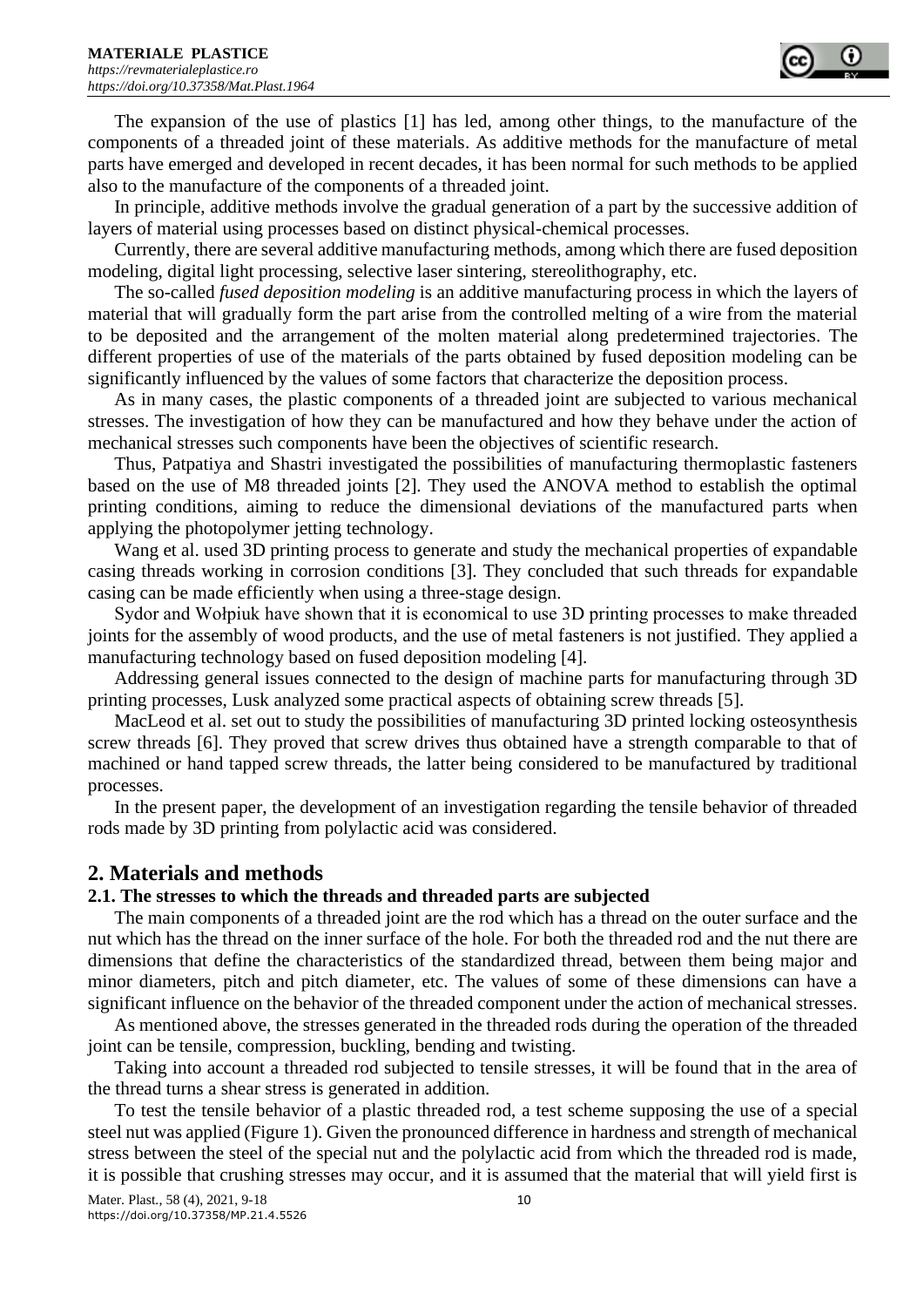The expansion of the use of plastics [1] has led, among other things, to the manufacture of the components of a threaded joint of these materials. As additive methods for the manufacture of metal parts have emerged and developed in recent decades, it has been normal for such methods to be applied also to the manufacture of the components of a threaded joint.

In principle, additive methods involve the gradual generation of a part by the successive addition of layers of material using processes based on distinct physical-chemical processes.

Currently, there are several additive manufacturing methods, among which there are fused deposition modeling, digital light processing, selective laser sintering, stereolithography, etc.

The so-called *fused deposition modeling* is an additive manufacturing process in which the layers of material that will gradually form the part arise from the controlled melting of a wire from the material to be deposited and the arrangement of the molten material along predetermined trajectories. The different properties of use of the materials of the parts obtained by fused deposition modeling can be significantly influenced by the values of some factors that characterize the deposition process.

As in many cases, the plastic components of a threaded joint are subjected to various mechanical stresses. The investigation of how they can be manufactured and how they behave under the action of mechanical stresses such components have been the objectives of scientific research.

Thus, Patpatiya and Shastri investigated the possibilities of manufacturing thermoplastic fasteners based on the use of M8 threaded joints [2]. They used the ANOVA method to establish the optimal printing conditions, aiming to reduce the dimensional deviations of the manufactured parts when applying the photopolymer jetting technology.

Wang et al. used 3D printing process to generate and study the mechanical properties of expandable casing threads working in corrosion conditions [3]. They concluded that such threads for expandable casing can be made efficiently when using a three-stage design.

Sydor and Wołpiuk have shown that it is economical to use 3D printing processes to make threaded joints for the assembly of wood products, and the use of metal fasteners is not justified. They applied a manufacturing technology based on fused deposition modeling [4].

Addressing general issues connected to the design of machine parts for manufacturing through 3D printing processes, Lusk analyzed some practical aspects of obtaining screw threads [5].

MacLeod et al. set out to study the possibilities of manufacturing 3D printed locking osteosynthesis screw threads [6]. They proved that screw drives thus obtained have a strength comparable to that of machined or hand tapped screw threads, the latter being considered to be manufactured by traditional processes.

In the present paper, the development of an investigation regarding the tensile behavior of threaded rods made by 3D printing from polylactic acid was considered.

## 2. Materials and methods

### 2.1. The stresses to which the threads and threaded parts are subjected

The main components of a threaded joint are the rod which has a thread on the outer surface and the nut which has the thread on the inner surface of the hole. For both the threaded rod and the nut there are dimensions that define the characteristics of the standardized thread, between them being major and minor diameters, pitch and pitch diameter, etc. The values of some of these dimensions can have a significant influence on the behavior of the threaded component under the action of mechanical stresses.

As mentioned above, the stresses generated in the threaded rods during the operation of the threaded joint can be tensile, compression, buckling, bending and twisting.

Taking into account a threaded rod subjected to tensile stresses, it will be found that in the area of the thread turns a shear stress is generated in addition.

To test the tensile behavior of a plastic threaded rod, a test scheme supposing the use of a special steel nut was applied (Figure 1). Given the pronounced difference in hardness and strength of mechanical stress between the steel of the special nut and the polylactic acid from which the threaded rod is made, it is possible that crushing stresses may occur, and it is assumed that the material that will yield first is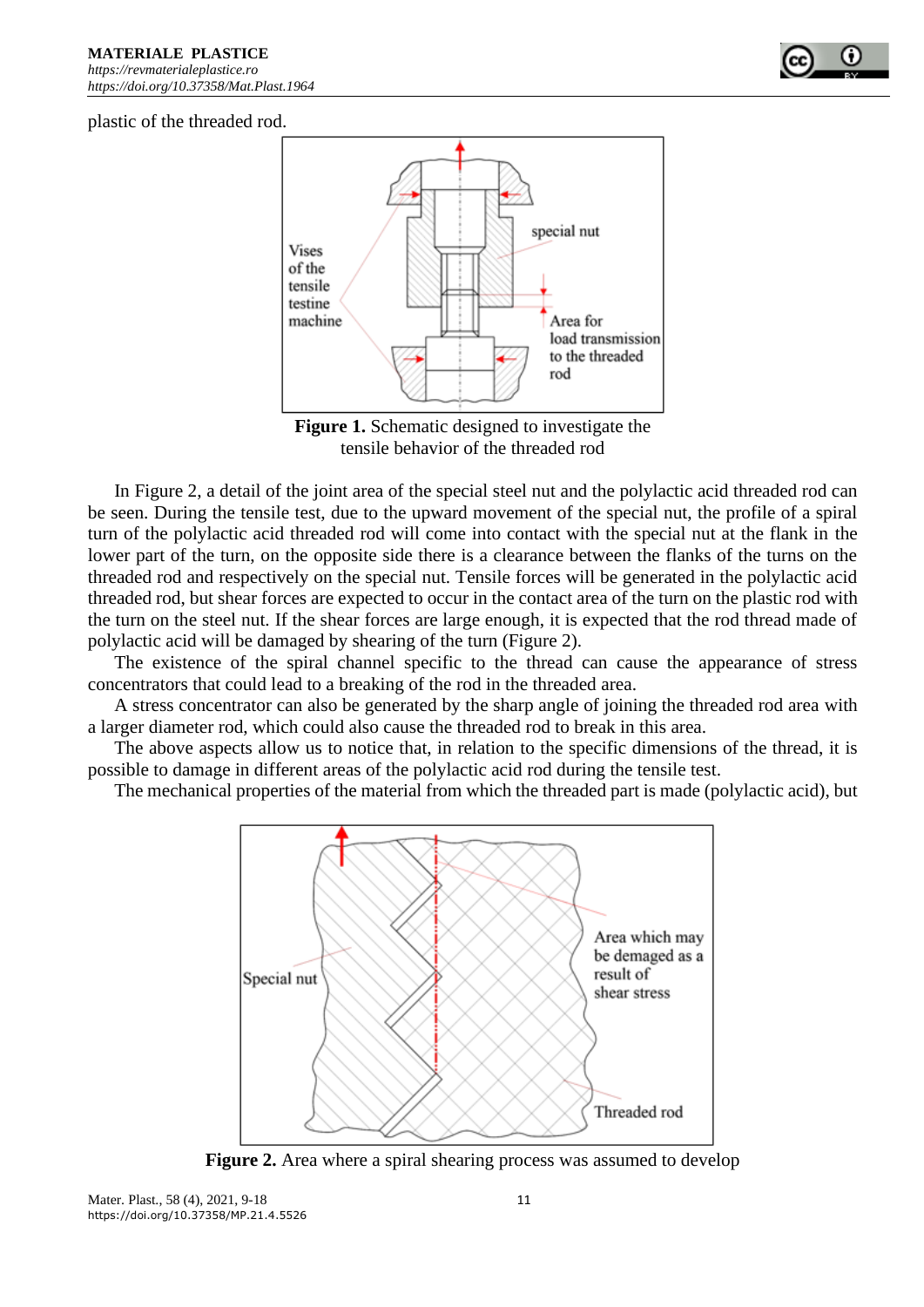plastic of the threaded rod.

**Figure 1.** Schematic designed to investigate the tensile behavior of the threaded rod

In Figure 2, a detail of the joint area of the special steel nut and the polylactic acid threaded rod can be seen. During the tensile test, due to the upward movement of the special nut, the profile of a spiral turn of the polylactic acid threaded rod will come into contact with the special nut at the flank in the lower part of the turn, on the opposite side there is a clearance between the flanks of the turns on the threaded rod and respectively on the special nut. Tensile forces will be generated in the polylactic acid threaded rod, but shear forces are expected to occur in the contact area of the turn on the plastic rod with the turn on the steel nut. If the shear forces are large enough, it is expected that the rod thread made of polylactic acid will be damaged by shearing of the turn (Figure 2).

The existence of the spiral channel specific to the thread can cause the appearance of stress concentrators that could lead to a breaking of the rod in the threaded area.

A stress concentrator can also be generated by the sharp angle of joining the threaded rod area with a larger diameter rod, which could also cause the threaded rod to break in this area.

The above aspects allow us to notice that, in relation to the specific dimensions of the thread, it is possible to damage in different areas of the polylactic acid rod during the tensile test.

The mechanical properties of the material from which the threaded part is made (polylactic acid), but

**Figure 2.** Area where a spiral shearing process was assumed to develop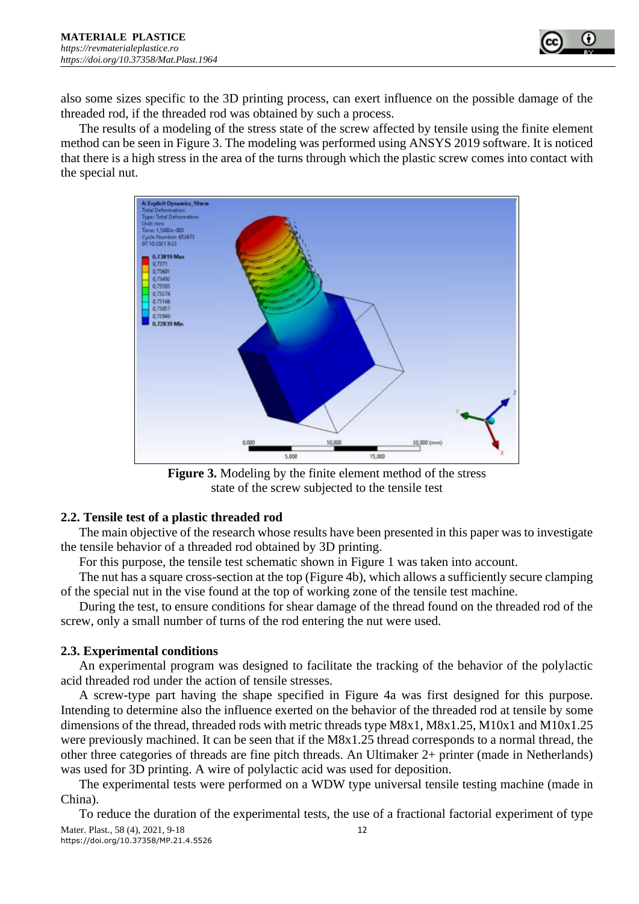also some sizes specific to the 3D printing process, can exert influence on the possible damage of the threaded rod, if the threaded rod was obtained by such a process.

The results of a modeling of the stress state of the screw affected by tensile using the finite element method can be seen in Figure 3. The modeling was performed using ANSYS 2019 software. It is noticed that there is a high stress in the area of the turns through which the plastic screw comes into contact with the special nut.

**Figure 3.** Modeling by the finite element method of the stress state of the screw subjected to the tensile test

### 2.2. Tensile test of a plastic threaded rod

The main objective of the research whose results have been presented in this paper was to investigate the tensile behavior of a threaded rod obtained by 3D printing.

For this purpose, the tensile test schematic shown in Figure 1 was taken into account.

The nut has a square cross-section at the top (Figure 4b), which allows a sufficiently secure clamping of the special nut in the vise found at the top of working zone of the tensile test machine.

During the test, to ensure conditions for shear damage of the thread found on the threaded rod of the screw, only a small number of turns of the rod entering the nut were used.

### 2.3. Experimental conditions

An experimental program was designed to facilitate the tracking of the behavior of the polylactic acid threaded rod under the action of tensile stresses.

A screw-type part having the shape specified in Figure 4a was first designed for this purpose. Intending to determine also the influence exerted on the behavior of the threaded rod at tensile by some dimensions of the thread, threaded rods with metric threads type M8x1, M8x1.25, M10x1 and M10x1.25 were previously machined. It can be seen that if the M8x1.25 thread corresponds to a normal thread, the other three categories of threads are fine pitch threads. An Ultimaker 2+ printer (made in Netherlands) was used for 3D printing. A wire of polylactic acid was used for deposition.

The experimental tests were performed on a WDW type universal tensile testing machine (made in China).

To reduce the duration of the experimental tests, the use of a fractional factorial experiment of type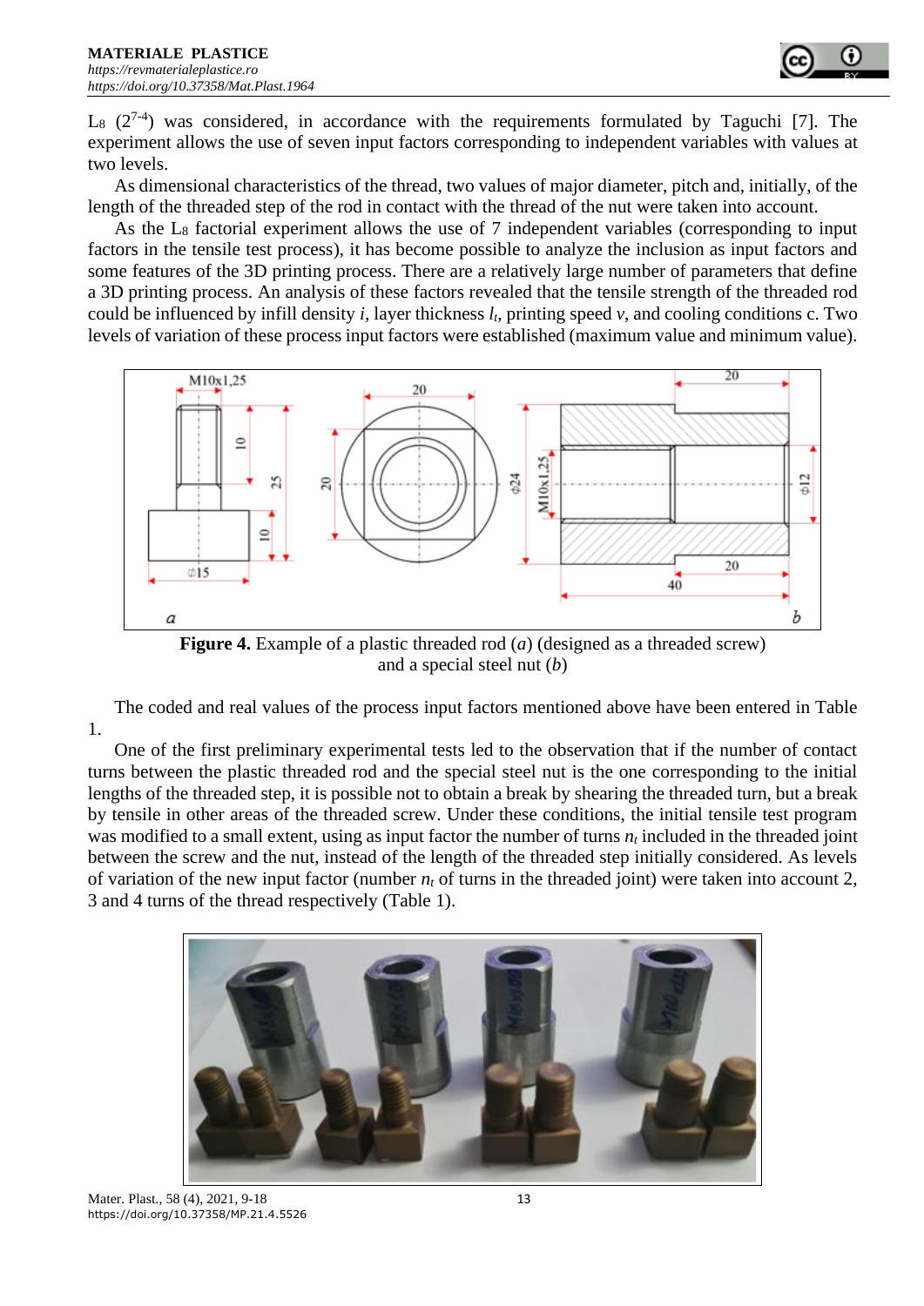$L_8$ ($2^{7-4}$) was considered, in accordance with the requirements formulated by Taguchi [7]. The experiment allows the use of seven input factors corresponding to independent variables with values at two levels.

As dimensional characteristics of the thread, two values of major diameter, pitch and, initially, of the length of the threaded step of the rod in contact with the thread of the nut were taken into account.

As the $L_8$ factorial experiment allows the use of 7 independent variables (corresponding to input factors in the tensile test process), it has become possible to analyze the inclusion as input factors and some features of the 3D printing process. There are a relatively large number of parameters that define a 3D printing process. An analysis of these factors revealed that the tensile strength of the threaded rod could be influenced by infill density $i$, layer thickness $l_t$, printing speed $v$, and cooling conditions c. Two levels of variation of these process input factors were established (maximum value and minimum value).

**Figure 4.** Example of a plastic threaded rod (*a*) (designed as a threaded screw) and a special steel nut (*b*)

The coded and real values of the process input factors mentioned above have been entered in Table 1.

One of the first preliminary experimental tests led to the observation that if the number of contact turns between the plastic threaded rod and the special steel nut is the one corresponding to the initial lengths of the threaded step, it is possible not to obtain a break by shearing the threaded turn, but a break by tensile in other areas of the threaded screw. Under these conditions, the initial tensile test program was modified to a small extent, using as input factor the number of turns $n_t$ included in the threaded joint between the screw and the nut, instead of the length of the threaded step initially considered. As levels of variation of the new input factor (number $n_t$ of turns in the threaded joint) were taken into account 2, 3 and 4 turns of the thread respectively (Table 1).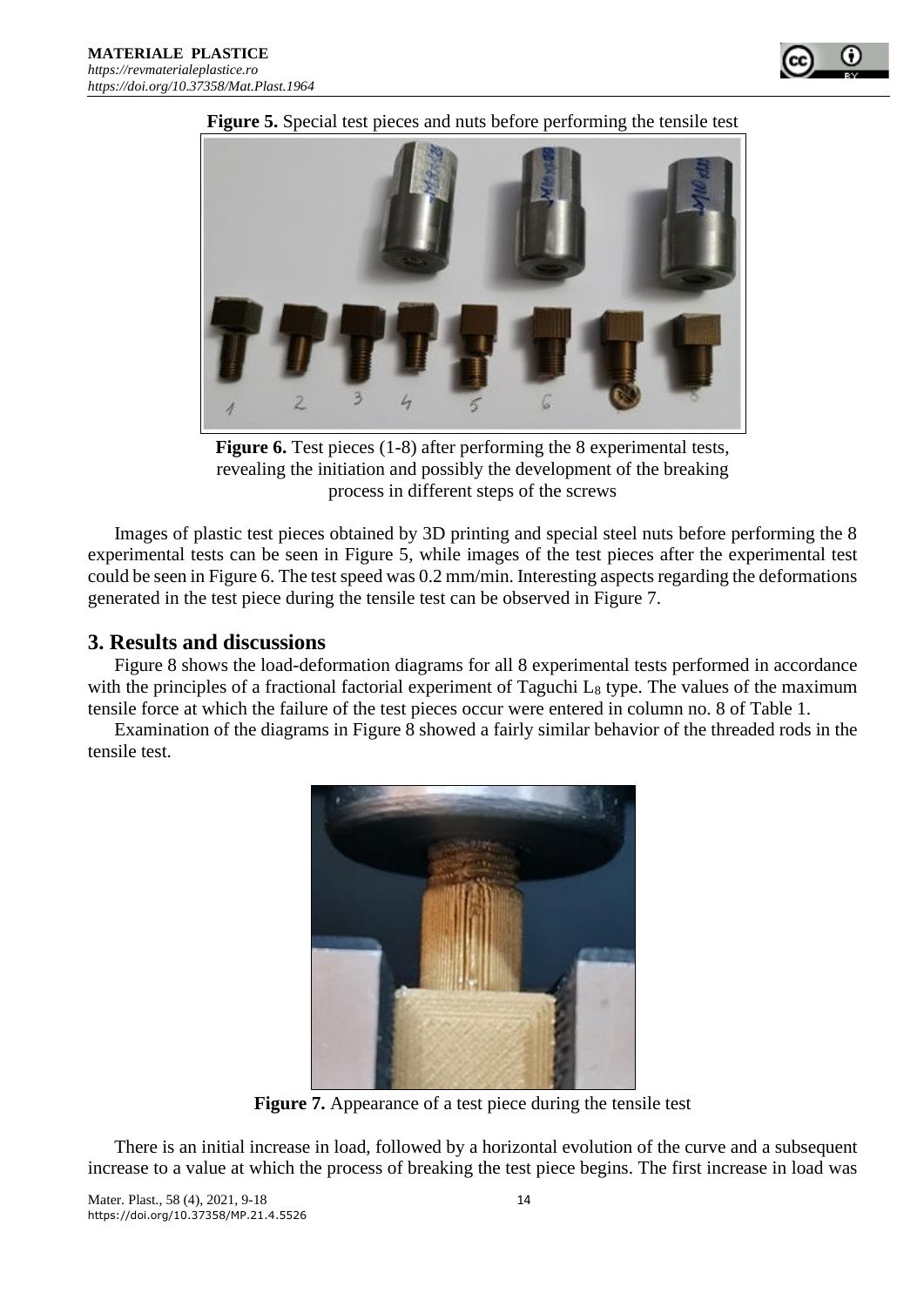**Figure 5.** Special test pieces and nuts before performing the tensile test

**Figure 6.** Test pieces (1-8) after performing the 8 experimental tests, revealing the initiation and possibly the development of the breaking process in different steps of the screws

Images of plastic test pieces obtained by 3D printing and special steel nuts before performing the 8 experimental tests can be seen in Figure 5, while images of the test pieces after the experimental test could be seen in Figure 6. The test speed was 0.2 mm/min. Interesting aspects regarding the deformations generated in the test piece during the tensile test can be observed in Figure 7.

## 3. Results and discussions

Figure 8 shows the load-deformation diagrams for all 8 experimental tests performed in accordance with the principles of a fractional factorial experiment of Taguchi $L_8$ type. The values of the maximum tensile force at which the failure of the test pieces occur were entered in column no. 8 of Table 1.

Examination of the diagrams in Figure 8 showed a fairly similar behavior of the threaded rods in the tensile test.

**Figure 7.** Appearance of a test piece during the tensile test

There is an initial increase in load, followed by a horizontal evolution of the curve and a subsequent increase to a value at which the process of breaking the test piece begins. The first increase in load was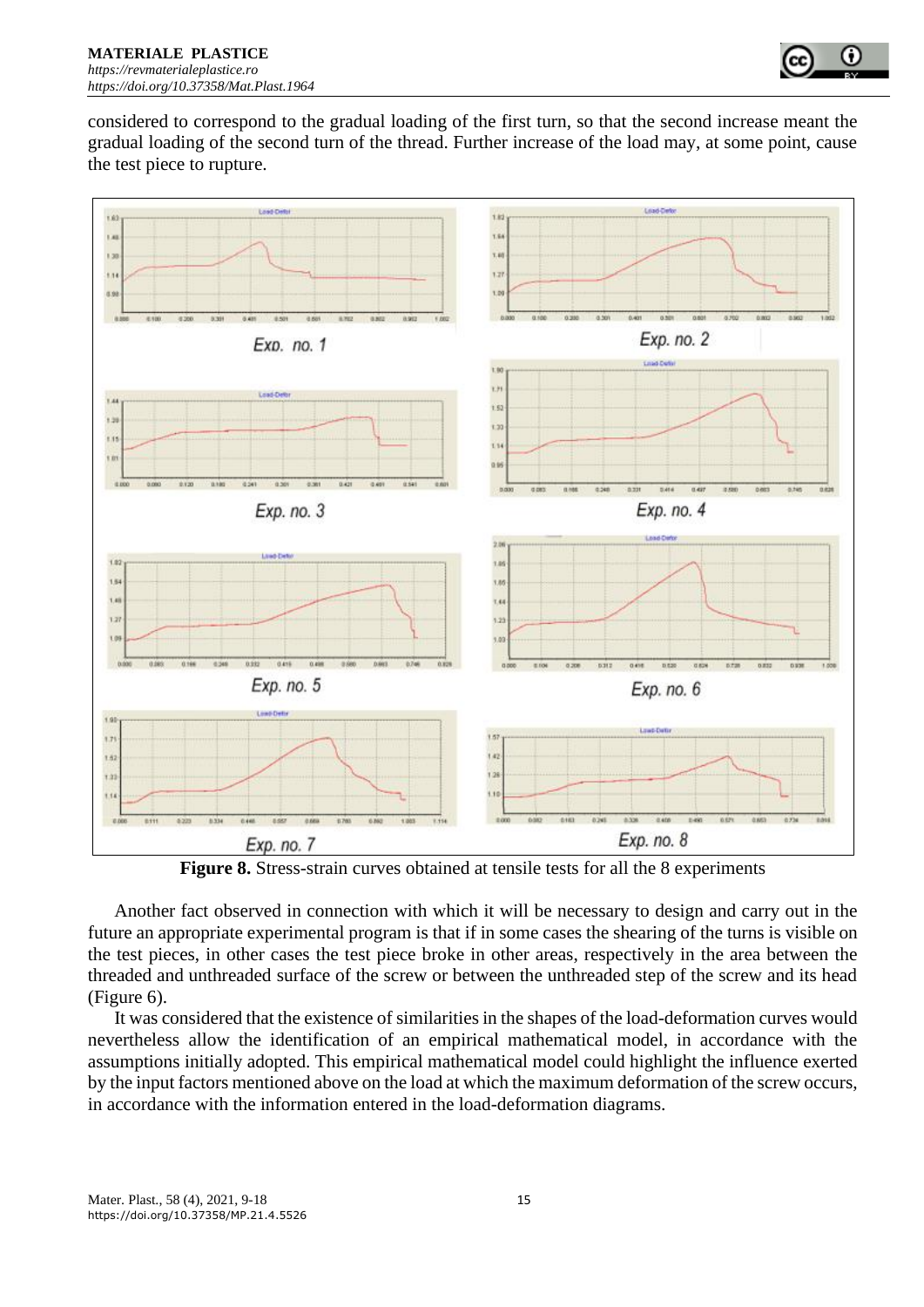considered to correspond to the gradual loading of the first turn, so that the second increase meant the gradual loading of the second turn of the thread. Further increase of the load may, at some point, cause the test piece to rupture.

**Figure 8.** Stress-strain curves obtained at tensile tests for all the 8 experiments

Another fact observed in connection with which it will be necessary to design and carry out in the future an appropriate experimental program is that if in some cases the shearing of the turns is visible on the test pieces, in other cases the test piece broke in other areas, respectively in the area between the threaded and unthreaded surface of the screw or between the unthreaded step of the screw and its head (Figure 6).

It was considered that the existence of similarities in the shapes of the load-deformation curves would nevertheless allow the identification of an empirical mathematical model, in accordance with the assumptions initially adopted. This empirical mathematical model could highlight the influence exerted by the input factors mentioned above on the load at which the maximum deformation of the screw occurs, in accordance with the information entered in the load-deformation diagrams.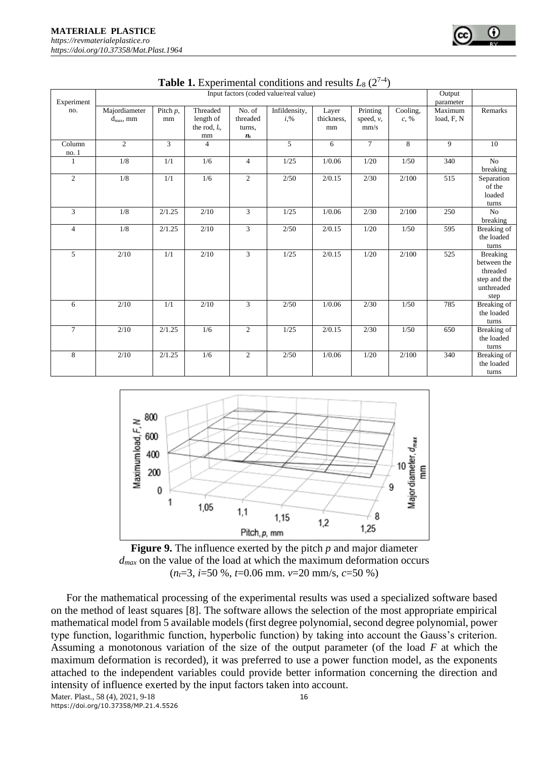**Table 1.** Experimental conditions and results $L_8$ ($2^{7-4}$)

| Experiment no. | Input factors (coded value/real value) | | | | | | | | Output parameter | |
|---|---|---|---|---|---|---|---|---|---|---|
| | Majordiameter $d_{max}$, mm | Pitch $p$, mm | Threaded length of the rod, $l_t$, mm | No. of threaded turns, $n_t$ | Infildensity, $i$,% | Layer thickness, mm | Printing speed, $v$, mm/s | Cooling, $c$, % | Maximum load, F, N | Remarks |
| Column no. 1 | 2 | 3 | 4 | | 5 | 6 | 7 | 8 | 9 | 10 |
| 1 | 1/8 | 1/1 | 1/6 | 4 | 1/25 | 1/0.06 | 1/20 | 1/50 | 340 | No breaking |
| 2 | 1/8 | 1/1 | 1/6 | 2 | 2/50 | 2/0.15 | 2/30 | 2/100 | 515 | Separation of the loaded turns |
| 3 | 1/8 | 2/1.25 | 2/10 | 3 | 1/25 | 1/0.06 | 2/30 | 2/100 | 250 | No breaking |
| 4 | 1/8 | 2/1.25 | 2/10 | 3 | 2/50 | 2/0.15 | 1/20 | 1/50 | 595 | Breaking of the loaded turns |
| 5 | 2/10 | 1/1 | 2/10 | 3 | 1/25 | 2/0.15 | 1/20 | 2/100 | 525 | Breaking between the threaded step and the unthreaded step |
| 6 | 2/10 | 1/1 | 2/10 | 3 | 2/50 | 1/0.06 | 2/30 | 1/50 | 785 | Breaking of the loaded turns |
| 7 | 2/10 | 2/1.25 | 1/6 | 2 | 1/25 | 2/0.15 | 2/30 | 1/50 | 650 | Breaking of the loaded turns |
| 8 | 2/10 | 2/1.25 | 1/6 | 2 | 2/50 | 1/0.06 | 1/20 | 2/100 | 340 | Breaking of the loaded turns |

**Figure 9.** The influence exerted by the pitch $p$ and major diameter $d_{max}$ on the value of the load at which the maximum deformation occurs ($n_t$=3, $i$=50 %, $t$=0.06 mm. $v$=20 mm/s, $c$=50 %)

For the mathematical processing of the experimental results was used a specialized software based on the method of least squares [8]. The software allows the selection of the most appropriate empirical mathematical model from 5 available models (first degree polynomial, second degree polynomial, power type function, logarithmic function, hyperbolic function) by taking into account the Gauss's criterion. Assuming a monotonous variation of the size of the output parameter (of the load $F$ at which the maximum deformation is recorded), it was preferred to use a power function model, as the exponents attached to the independent variables could provide better information concerning the direction and intensity of influence exerted by the input factors taken into account.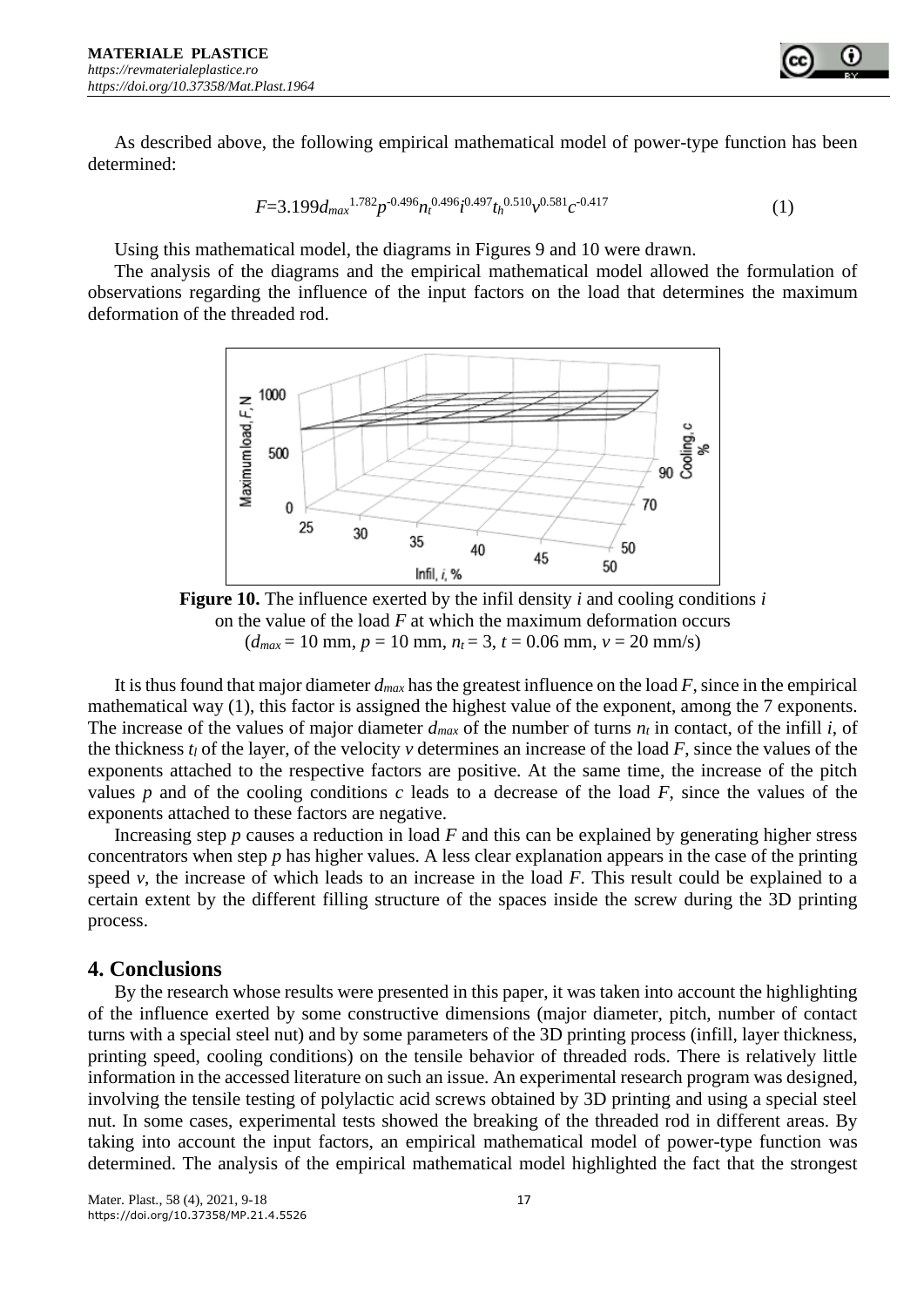As described above, the following empirical mathematical model of power-type function has been determined:

$$F=3.199d_{max}^{1.782}p^{-0.496}n_t^{0.496}i^{0.497}t_h^{0.510}v^{0.581}c^{-0.417} \tag{1}$$

Using this mathematical model, the diagrams in Figures 9 and 10 were drawn.

The analysis of the diagrams and the empirical mathematical model allowed the formulation of observations regarding the influence of the input factors on the load that determines the maximum deformation of the threaded rod.

**Figure 10.** The influence exerted by the infil density *i* and cooling conditions *i* on the value of the load *F* at which the maximum deformation occurs ($d_{max}$ = 10 mm, $p$ = 10 mm, $n_t$ = 3, $t$ = 0.06 mm, $v$ = 20 mm/s)

It is thus found that major diameter $d_{max}$ has the greatest influence on the load $F$, since in the empirical mathematical way (1), this factor is assigned the highest value of the exponent, among the 7 exponents. The increase of the values of major diameter $d_{max}$ of the number of turns $n_t$ in contact, of the infill $i$, of the thickness $t_l$ of the layer, of the velocity $v$ determines an increase of the load $F$, since the values of the exponents attached to the respective factors are positive. At the same time, the increase of the pitch values $p$ and of the cooling conditions $c$ leads to a decrease of the load $F$, since the values of the exponents attached to these factors are negative.

Increasing step $p$ causes a reduction in load $F$ and this can be explained by generating higher stress concentrators when step $p$ has higher values. A less clear explanation appears in the case of the printing speed $v$, the increase of which leads to an increase in the load $F$. This result could be explained to a certain extent by the different filling structure of the spaces inside the screw during the 3D printing process.

## 4. Conclusions

By the research whose results were presented in this paper, it was taken into account the highlighting of the influence exerted by some constructive dimensions (major diameter, pitch, number of contact turns with a special steel nut) and by some parameters of the 3D printing process (infill, layer thickness, printing speed, cooling conditions) on the tensile behavior of threaded rods. There is relatively little information in the accessed literature on such an issue. An experimental research program was designed, involving the tensile testing of polylactic acid screws obtained by 3D printing and using a special steel nut. In some cases, experimental tests showed the breaking of the threaded rod in different areas. By taking into account the input factors, an empirical mathematical model of power-type function was determined. The analysis of the empirical mathematical model highlighted the fact that the strongest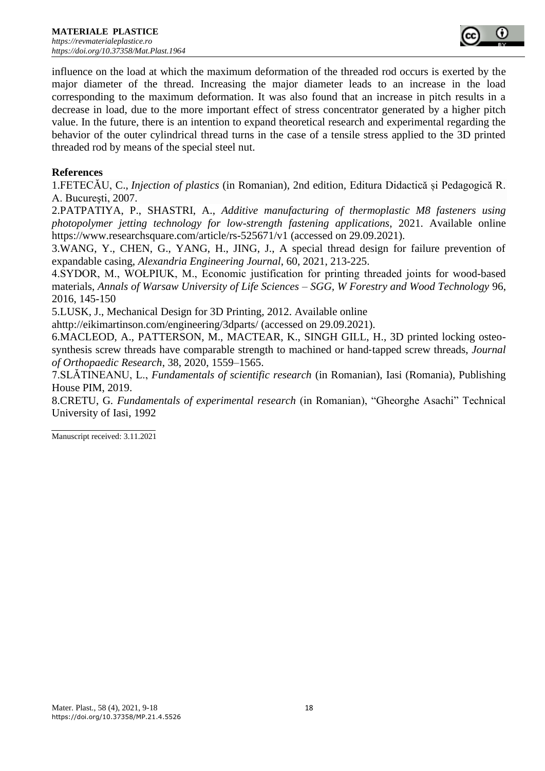influence on the load at which the maximum deformation of the threaded rod occurs is exerted by the major diameter of the thread. Increasing the major diameter leads to an increase in the load corresponding to the maximum deformation. It was also found that an increase in pitch results in a decrease in load, due to the more important effect of stress concentrator generated by a higher pitch value. In the future, there is an intention to expand theoretical research and experimental regarding the behavior of the outer cylindrical thread turns in the case of a tensile stress applied to the 3D printed threaded rod by means of the special steel nut.

**References**

1.FETECĂU, C., *Injection of plastics* (in Romanian), 2nd edition, Editura Didactică şi Pedagogică R. A. Bucureşti, 2007.

2.PATPATIYA, P., SHASTRI, A., *Additive manufacturing of thermoplastic M8 fasteners using photopolymer jetting technology for low-strength fastening applications*, 2021. Available online https://www.researchsquare.com/article/rs-525671/v1 (accessed on 29.09.2021).

3.WANG, Y., CHEN, G., YANG, H., JING, J., A special thread design for failure prevention of expandable casing, *Alexandria Engineering Journal*, 60, 2021, 213-225.

4.SYDOR, M., WOŁPIUK, M., Economic justification for printing threaded joints for wood-based materials, *Annals of Warsaw University of Life Sciences – SGG, W Forestry and Wood Technology* 96, 2016, 145-150

5.LUSK, J., Mechanical Design for 3D Printing, 2012. Available online ahttp://eikimartinson.com/engineering/3dparts/ (accessed on 29.09.2021).

6.MACLEOD, A., PATTERSON, M., MACTEAR, K., SINGH GILL, H., 3D printed locking osteo-synthesis screw threads have comparable strength to machined or hand-tapped screw threads, *Journal of Orthopaedic Research*, 38, 2020, 1559–1565.

7.SLĂTINEANU, L., *Fundamentals of scientific research* (in Romanian), Iasi (Romania), Publishing House PIM, 2019.

8.CRETU, G. *Fundamentals of experimental research* (in Romanian), "Gheorghe Asachi" Technical University of Iasi, 1992

Manuscript received: 3.11.2021